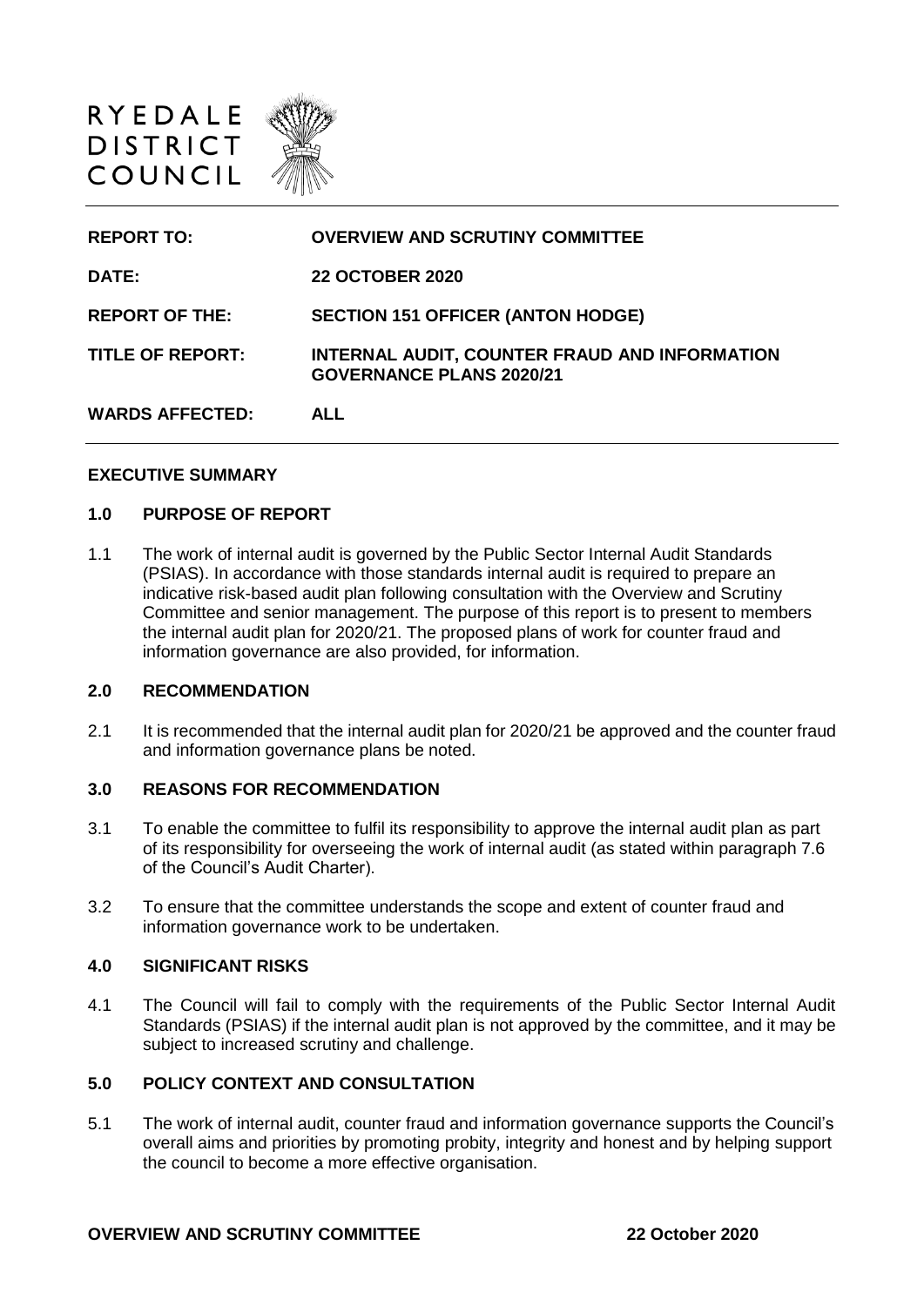RYEDALE DISTRICT COUNCIL

| | |
|---|---|
| **REPORT TO:** | **OVERVIEW AND SCRUTINY COMMITTEE** |
| **DATE:** | **22 OCTOBER 2020** |
| **REPORT OF THE:** | **SECTION 151 OFFICER (ANTON HODGE)** |
| **TITLE OF REPORT:** | **INTERNAL AUDIT, COUNTER FRAUD AND INFORMATION GOVERNANCE PLANS 2020/21** |
| **WARDS AFFECTED:** | **ALL** |

## EXECUTIVE SUMMARY

### 1.0 PURPOSE OF REPORT

1.1 The work of internal audit is governed by the Public Sector Internal Audit Standards (PSIAS). In accordance with those standards internal audit is required to prepare an indicative risk-based audit plan following consultation with the Overview and Scrutiny Committee and senior management. The purpose of this report is to present to members the internal audit plan for 2020/21. The proposed plans of work for counter fraud and information governance are also provided, for information.

### 2.0 RECOMMENDATION

2.1 It is recommended that the internal audit plan for 2020/21 be approved and the counter fraud and information governance plans be noted.

### 3.0 REASONS FOR RECOMMENDATION

3.1 To enable the committee to fulfil its responsibility to approve the internal audit plan as part of its responsibility for overseeing the work of internal audit (as stated within paragraph 7.6 of the Council's Audit Charter).

3.2 To ensure that the committee understands the scope and extent of counter fraud and information governance work to be undertaken.

### 4.0 SIGNIFICANT RISKS

4.1 The Council will fail to comply with the requirements of the Public Sector Internal Audit Standards (PSIAS) if the internal audit plan is not approved by the committee, and it may be subject to increased scrutiny and challenge.

### 5.0 POLICY CONTEXT AND CONSULTATION

5.1 The work of internal audit, counter fraud and information governance supports the Council's overall aims and priorities by promoting probity, integrity and honest and by helping support the council to become a more effective organisation.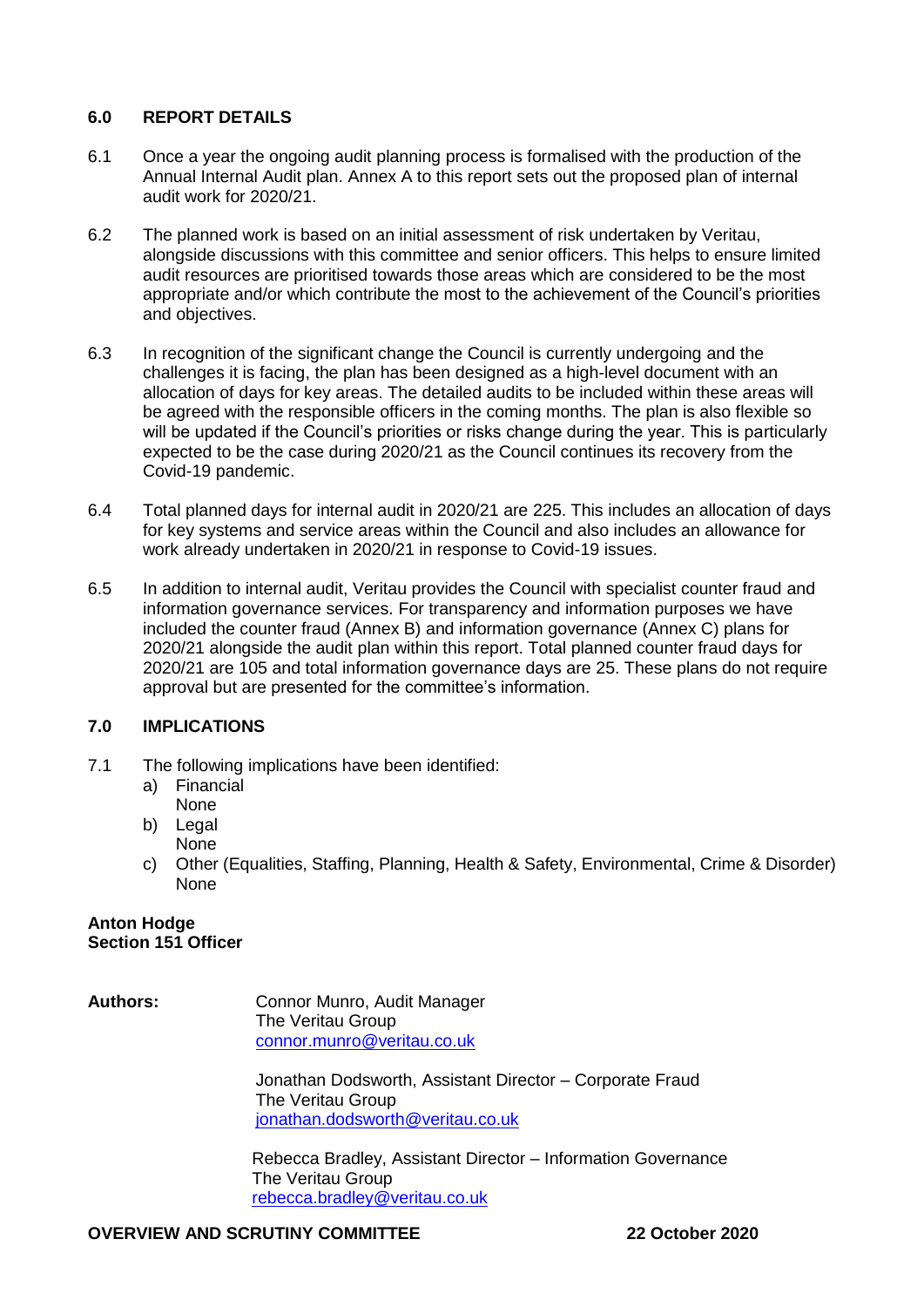## 6.0 REPORT DETAILS

6.1 Once a year the ongoing audit planning process is formalised with the production of the Annual Internal Audit plan. Annex A to this report sets out the proposed plan of internal audit work for 2020/21.

6.2 The planned work is based on an initial assessment of risk undertaken by Veritau, alongside discussions with this committee and senior officers. This helps to ensure limited audit resources are prioritised towards those areas which are considered to be the most appropriate and/or which contribute the most to the achievement of the Council's priorities and objectives.

6.3 In recognition of the significant change the Council is currently undergoing and the challenges it is facing, the plan has been designed as a high-level document with an allocation of days for key areas. The detailed audits to be included within these areas will be agreed with the responsible officers in the coming months. The plan is also flexible so will be updated if the Council's priorities or risks change during the year. This is particularly expected to be the case during 2020/21 as the Council continues its recovery from the Covid-19 pandemic.

6.4 Total planned days for internal audit in 2020/21 are 225. This includes an allocation of days for key systems and service areas within the Council and also includes an allowance for work already undertaken in 2020/21 in response to Covid-19 issues.

6.5 In addition to internal audit, Veritau provides the Council with specialist counter fraud and information governance services. For transparency and information purposes we have included the counter fraud (Annex B) and information governance (Annex C) plans for 2020/21 alongside the audit plan within this report. Total planned counter fraud days for 2020/21 are 105 and total information governance days are 25. These plans do not require approval but are presented for the committee's information.

## 7.0 IMPLICATIONS

7.1 The following implications have been identified:

a) Financial
   None

b) Legal
   None

c) Other (Equalities, Staffing, Planning, Health & Safety, Environmental, Crime & Disorder)
   None

**Anton Hodge**
**Section 151 Officer**

**Authors:**

Connor Munro, Audit Manager
The Veritau Group
connor.munro@veritau.co.uk

Jonathan Dodsworth, Assistant Director – Corporate Fraud
The Veritau Group
jonathan.dodsworth@veritau.co.uk

Rebecca Bradley, Assistant Director – Information Governance
The Veritau Group
rebecca.bradley@veritau.co.uk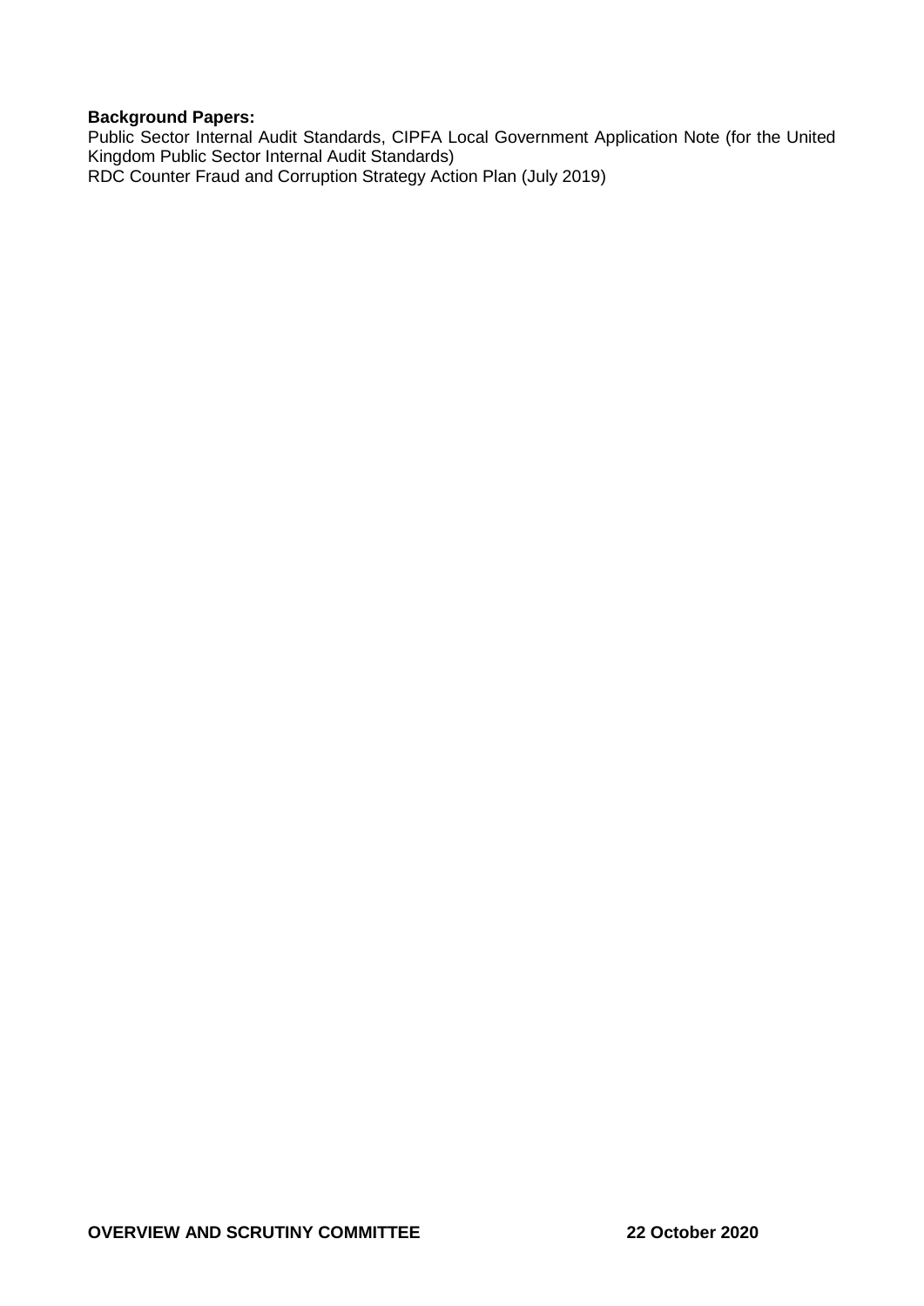**Background Papers:**
Public Sector Internal Audit Standards, CIPFA Local Government Application Note (for the United Kingdom Public Sector Internal Audit Standards)
RDC Counter Fraud and Corruption Strategy Action Plan (July 2019)